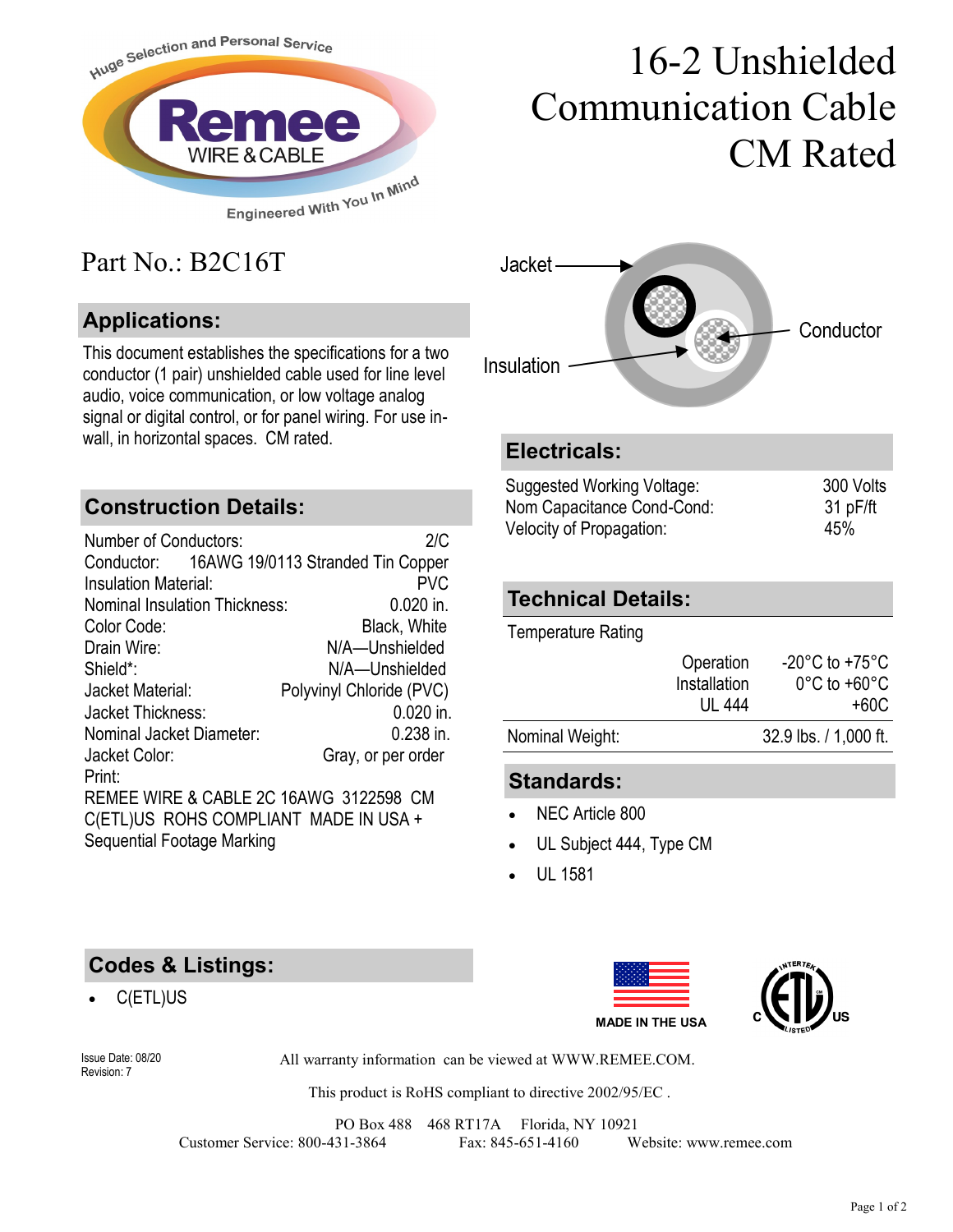# 16-2 Unshielded Communication Cable CM Rated

Part No.: B2C16T

## Applications:

This document establishes the specifications for a two conductor (1 pair) unshielded cable used for line level audio, voice communication, or low voltage analog signal or digital control, or for panel wiring. For use in-wall, in horizontal spaces. CM rated.

## Construction Details:

| | |
|---|---|
| Number of Conductors: | 2/C |
| Conductor: | 16AWG 19/0113 Stranded Tin Copper |
| Insulation Material: | PVC |
| Nominal Insulation Thickness: | 0.020 in. |
| Color Code: | Black, White |
| Drain Wire: | N/A—Unshielded |
| Shield*: | N/A—Unshielded |
| Jacket Material: | Polyvinyl Chloride (PVC) |
| Jacket Thickness: | 0.020 in. |
| Nominal Jacket Diameter: | 0.238 in. |
| Jacket Color: | Gray, or per order |

Print:
REMEE WIRE & CABLE 2C 16AWG 3122598 CM C(ETL)US ROHS COMPLIANT MADE IN USA + Sequential Footage Marking

Jacket, Insulation, Conductor

## Electricals:

| | |
|---|---|
| Suggested Working Voltage: | 300 Volts |
| Nom Capacitance Cond-Cond: | 31 pF/ft |
| Velocity of Propagation: | 45% |

## Technical Details:

Temperature Rating

| | |
|---|---|
| Operation | -20°C to +75°C |
| Installation | 0°C to +60°C |
| UL 444 | +60C |

| | |
|---|---|
| Nominal Weight: | 32.9 lbs. / 1,000 ft. |

## Standards:

- NEC Article 800
- UL Subject 444, Type CM
- UL 1581

## Codes & Listings:

- C(ETL)US

MADE IN THE USA

Issue Date: 08/20
Revision: 7

All warranty information can be viewed at WWW.REMEE.COM.

This product is RoHS compliant to directive 2002/95/EC .

PO Box 488 468 RT17A Florida, NY 10921
Customer Service: 800-431-3864 Fax: 845-651-4160 Website: www.remee.com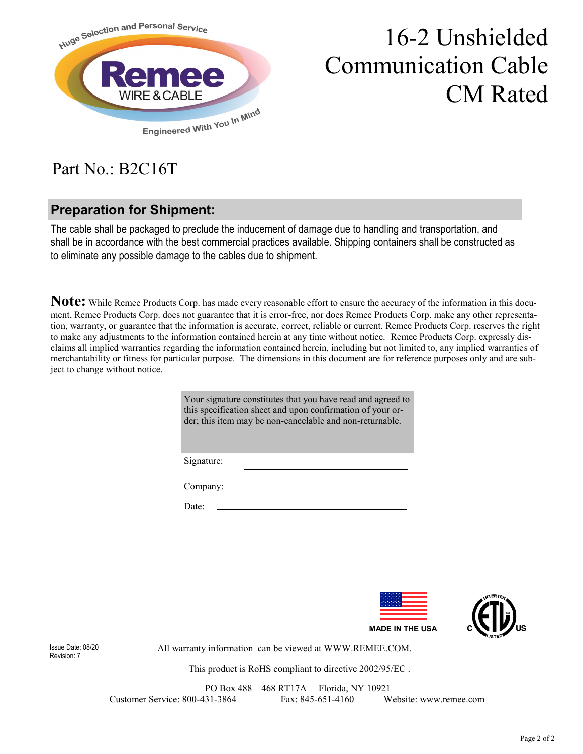Huge Selection and Personal Service

Remee WIRE & CABLE

Engineered With You In Mind

# 16-2 Unshielded Communication Cable CM Rated

Part No.: B2C16T

## Preparation for Shipment:

The cable shall be packaged to preclude the inducement of damage due to handling and transportation, and shall be in accordance with the best commercial practices available. Shipping containers shall be constructed as to eliminate any possible damage to the cables due to shipment.

**Note:** While Remee Products Corp. has made every reasonable effort to ensure the accuracy of the information in this document, Remee Products Corp. does not guarantee that it is error-free, nor does Remee Products Corp. make any other representation, warranty, or guarantee that the information is accurate, correct, reliable or current. Remee Products Corp. reserves the right to make any adjustments to the information contained herein at any time without notice. Remee Products Corp. expressly disclaims all implied warranties regarding the information contained herein, including but not limited to, any implied warranties of merchantability or fitness for particular purpose. The dimensions in this document are for reference purposes only and are subject to change without notice.

Your signature constitutes that you have read and agreed to this specification sheet and upon confirmation of your order; this item may be non-cancelable and non-returnable.

Signature: ______________________

Company: ______________________

Date: ______________________

MADE IN THE USA

C (ETL) US — INTERTEK LISTED

Issue Date: 08/20
Revision: 7

All warranty information can be viewed at WWW.REMEE.COM.

This product is RoHS compliant to directive 2002/95/EC .

PO Box 488 468 RT17A Florida, NY 10921
Customer Service: 800-431-3864 Fax: 845-651-4160 Website: www.remee.com